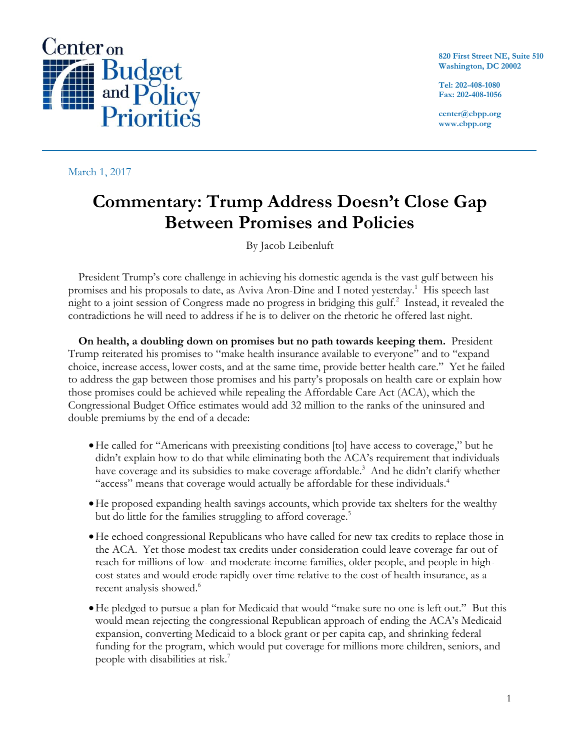Center on Budget and Policy Priorities

820 First Street NE, Suite 510
Washington, DC 20002

Tel: 202-408-1080
Fax: 202-408-1056

center@cbpp.org
www.cbpp.org

March 1, 2017

# Commentary: Trump Address Doesn't Close Gap Between Promises and Policies

By Jacob Leibenluft

President Trump's core challenge in achieving his domestic agenda is the vast gulf between his promises and his proposals to date, as Aviva Aron-Dine and I noted yesterday.[1] His speech last night to a joint session of Congress made no progress in bridging this gulf.[2] Instead, it revealed the contradictions he will need to address if he is to deliver on the rhetoric he offered last night.

**On health, a doubling down on promises but no path towards keeping them.** President Trump reiterated his promises to "make health insurance available to everyone" and to "expand choice, increase access, lower costs, and at the same time, provide better health care." Yet he failed to address the gap between those promises and his party's proposals on health care or explain how those promises could be achieved while repealing the Affordable Care Act (ACA), which the Congressional Budget Office estimates would add 32 million to the ranks of the uninsured and double premiums by the end of a decade:

- He called for "Americans with preexisting conditions [to] have access to coverage," but he didn't explain how to do that while eliminating both the ACA's requirement that individuals have coverage and its subsidies to make coverage affordable.[3] And he didn't clarify whether "access" means that coverage would actually be affordable for these individuals.[4]
- He proposed expanding health savings accounts, which provide tax shelters for the wealthy but do little for the families struggling to afford coverage.[5]
- He echoed congressional Republicans who have called for new tax credits to replace those in the ACA. Yet those modest tax credits under consideration could leave coverage far out of reach for millions of low- and moderate-income families, older people, and people in high-cost states and would erode rapidly over time relative to the cost of health insurance, as a recent analysis showed.[6]
- He pledged to pursue a plan for Medicaid that would "make sure no one is left out." But this would mean rejecting the congressional Republican approach of ending the ACA's Medicaid expansion, converting Medicaid to a block grant or per capita cap, and shrinking federal funding for the program, which would put coverage for millions more children, seniors, and people with disabilities at risk.[7]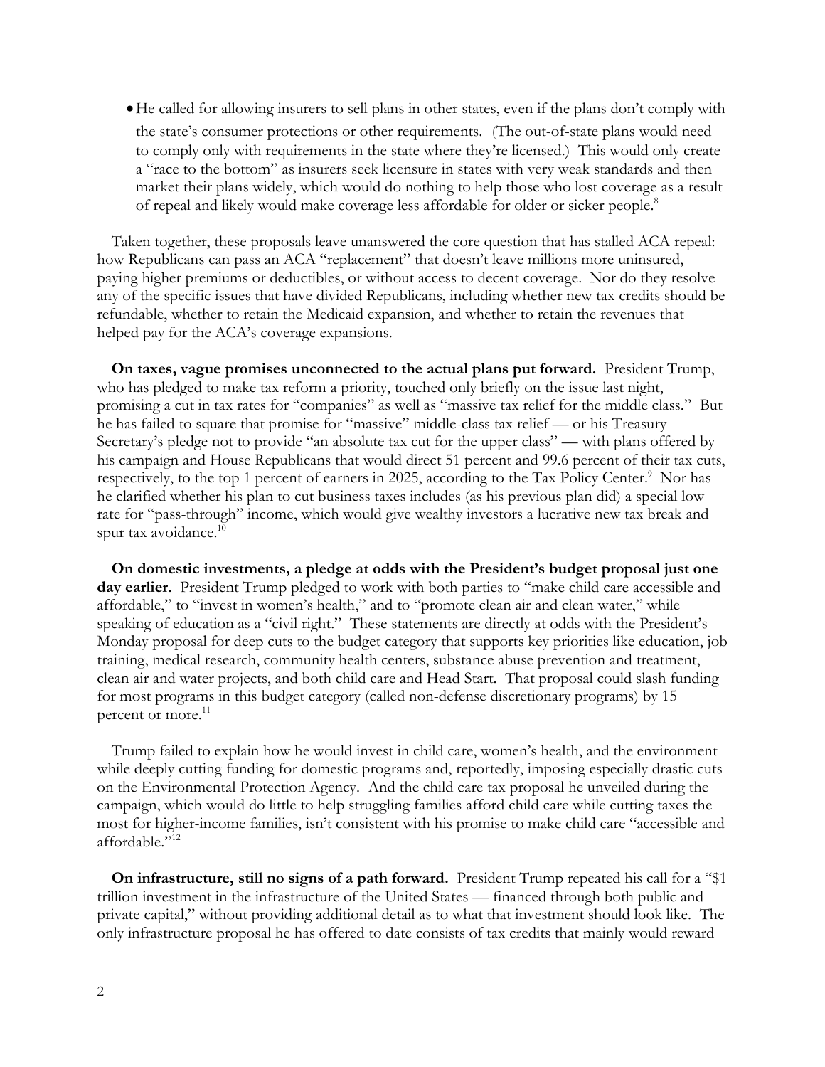- He called for allowing insurers to sell plans in other states, even if the plans don't comply with the state's consumer protections or other requirements. (The out-of-state plans would need to comply only with requirements in the state where they're licensed.) This would only create a "race to the bottom" as insurers seek licensure in states with very weak standards and then market their plans widely, which would do nothing to help those who lost coverage as a result of repeal and likely would make coverage less affordable for older or sicker people.[8]

Taken together, these proposals leave unanswered the core question that has stalled ACA repeal: how Republicans can pass an ACA "replacement" that doesn't leave millions more uninsured, paying higher premiums or deductibles, or without access to decent coverage. Nor do they resolve any of the specific issues that have divided Republicans, including whether new tax credits should be refundable, whether to retain the Medicaid expansion, and whether to retain the revenues that helped pay for the ACA's coverage expansions.

**On taxes, vague promises unconnected to the actual plans put forward.** President Trump, who has pledged to make tax reform a priority, touched only briefly on the issue last night, promising a cut in tax rates for "companies" as well as "massive tax relief for the middle class." But he has failed to square that promise for "massive" middle-class tax relief — or his Treasury Secretary's pledge not to provide "an absolute tax cut for the upper class" — with plans offered by his campaign and House Republicans that would direct 51 percent and 99.6 percent of their tax cuts, respectively, to the top 1 percent of earners in 2025, according to the Tax Policy Center.[9] Nor has he clarified whether his plan to cut business taxes includes (as his previous plan did) a special low rate for "pass-through" income, which would give wealthy investors a lucrative new tax break and spur tax avoidance.[10]

**On domestic investments, a pledge at odds with the President's budget proposal just one day earlier.** President Trump pledged to work with both parties to "make child care accessible and affordable," to "invest in women's health," and to "promote clean air and clean water," while speaking of education as a "civil right." These statements are directly at odds with the President's Monday proposal for deep cuts to the budget category that supports key priorities like education, job training, medical research, community health centers, substance abuse prevention and treatment, clean air and water projects, and both child care and Head Start. That proposal could slash funding for most programs in this budget category (called non-defense discretionary programs) by 15 percent or more.[11]

Trump failed to explain how he would invest in child care, women's health, and the environment while deeply cutting funding for domestic programs and, reportedly, imposing especially drastic cuts on the Environmental Protection Agency. And the child care tax proposal he unveiled during the campaign, which would do little to help struggling families afford child care while cutting taxes the most for higher-income families, isn't consistent with his promise to make child care "accessible and affordable."[12]

**On infrastructure, still no signs of a path forward.** President Trump repeated his call for a "$1 trillion investment in the infrastructure of the United States — financed through both public and private capital," without providing additional detail as to what that investment should look like. The only infrastructure proposal he has offered to date consists of tax credits that mainly would reward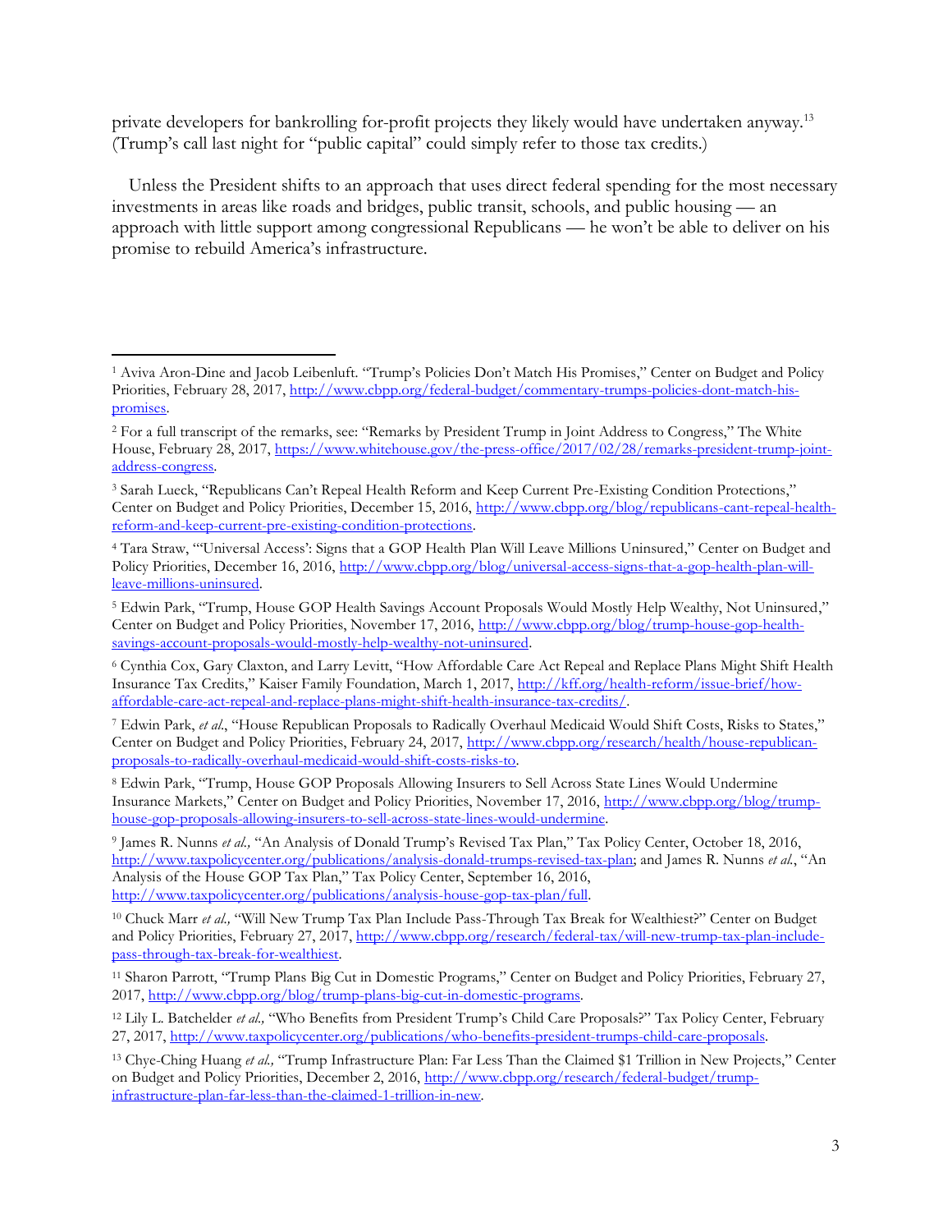private developers for bankrolling for-profit projects they likely would have undertaken anyway.[13] (Trump's call last night for "public capital" could simply refer to those tax credits.)

Unless the President shifts to an approach that uses direct federal spending for the most necessary investments in areas like roads and bridges, public transit, schools, and public housing — an approach with little support among congressional Republicans — he won't be able to deliver on his promise to rebuild America's infrastructure.

---

[1] Aviva Aron-Dine and Jacob Leibenluft. "Trump's Policies Don't Match His Promises," Center on Budget and Policy Priorities, February 28, 2017, http://www.cbpp.org/federal-budget/commentary-trumps-policies-dont-match-his-promises.

[2] For a full transcript of the remarks, see: "Remarks by President Trump in Joint Address to Congress," The White House, February 28, 2017, https://www.whitehouse.gov/the-press-office/2017/02/28/remarks-president-trump-joint-address-congress.

[3] Sarah Lueck, "Republicans Can't Repeal Health Reform and Keep Current Pre-Existing Condition Protections," Center on Budget and Policy Priorities, December 15, 2016, http://www.cbpp.org/blog/republicans-cant-repeal-health-reform-and-keep-current-pre-existing-condition-protections.

[4] Tara Straw, "'Universal Access': Signs that a GOP Health Plan Will Leave Millions Uninsured," Center on Budget and Policy Priorities, December 16, 2016, http://www.cbpp.org/blog/universal-access-signs-that-a-gop-health-plan-will-leave-millions-uninsured.

[5] Edwin Park, "Trump, House GOP Health Savings Account Proposals Would Mostly Help Wealthy, Not Uninsured," Center on Budget and Policy Priorities, November 17, 2016, http://www.cbpp.org/blog/trump-house-gop-health-savings-account-proposals-would-mostly-help-wealthy-not-uninsured.

[6] Cynthia Cox, Gary Claxton, and Larry Levitt, "How Affordable Care Act Repeal and Replace Plans Might Shift Health Insurance Tax Credits," Kaiser Family Foundation, March 1, 2017, http://kff.org/health-reform/issue-brief/how-affordable-care-act-repeal-and-replace-plans-might-shift-health-insurance-tax-credits/.

[7] Edwin Park, *et al*., "House Republican Proposals to Radically Overhaul Medicaid Would Shift Costs, Risks to States," Center on Budget and Policy Priorities, February 24, 2017, http://www.cbpp.org/research/health/house-republican-proposals-to-radically-overhaul-medicaid-would-shift-costs-risks-to.

[8] Edwin Park, "Trump, House GOP Proposals Allowing Insurers to Sell Across State Lines Would Undermine Insurance Markets," Center on Budget and Policy Priorities, November 17, 2016, http://www.cbpp.org/blog/trump-house-gop-proposals-allowing-insurers-to-sell-across-state-lines-would-undermine.

[9] James R. Nunns *et al.,* "An Analysis of Donald Trump's Revised Tax Plan," Tax Policy Center, October 18, 2016, http://www.taxpolicycenter.org/publications/analysis-donald-trumps-revised-tax-plan; and James R. Nunns *et al.*, "An Analysis of the House GOP Tax Plan," Tax Policy Center, September 16, 2016, http://www.taxpolicycenter.org/publications/analysis-house-gop-tax-plan/full.

[10] Chuck Marr *et al.,* "Will New Trump Tax Plan Include Pass-Through Tax Break for Wealthiest?" Center on Budget and Policy Priorities, February 27, 2017, http://www.cbpp.org/research/federal-tax/will-new-trump-tax-plan-include-pass-through-tax-break-for-wealthiest.

[11] Sharon Parrott, "Trump Plans Big Cut in Domestic Programs," Center on Budget and Policy Priorities, February 27, 2017, http://www.cbpp.org/blog/trump-plans-big-cut-in-domestic-programs.

[12] Lily L. Batchelder *et al.,* "Who Benefits from President Trump's Child Care Proposals?" Tax Policy Center, February 27, 2017, http://www.taxpolicycenter.org/publications/who-benefits-president-trumps-child-care-proposals.

[13] Chye-Ching Huang *et al.,* "Trump Infrastructure Plan: Far Less Than the Claimed $1 Trillion in New Projects," Center on Budget and Policy Priorities, December 2, 2016, http://www.cbpp.org/research/federal-budget/trump-infrastructure-plan-far-less-than-the-claimed-1-trillion-in-new.